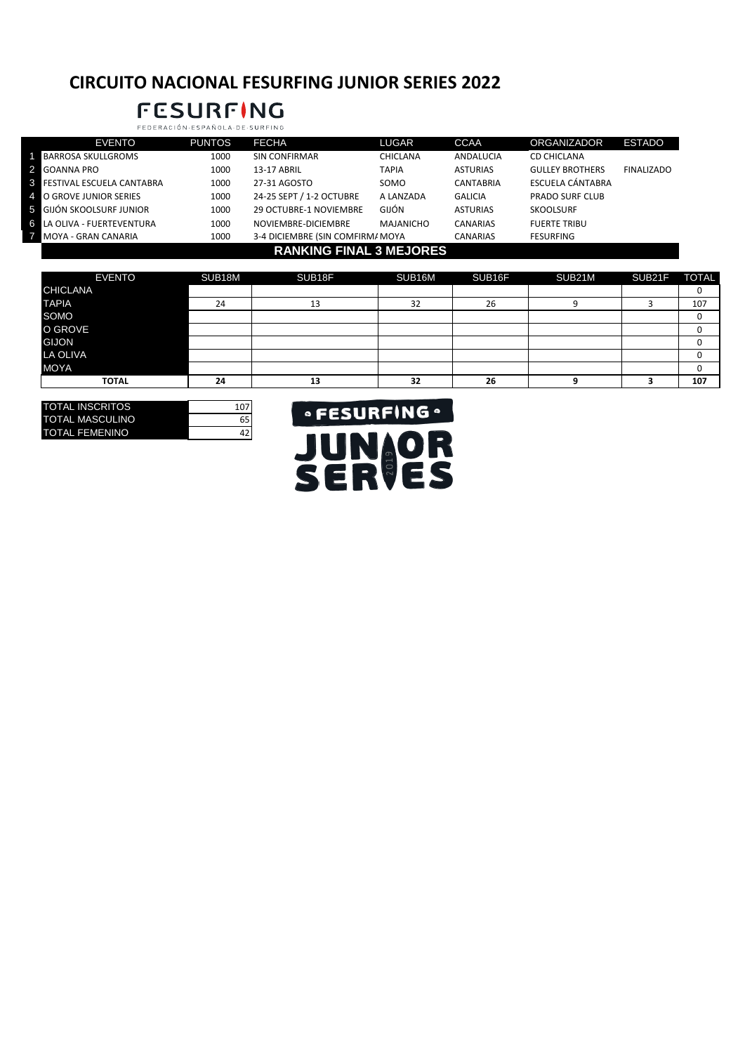# CIRCUITO NACIONAL FESURFING JUNIOR SERIES 2022

FESURFING
FEDERACIÓN·ESPAÑOLA·DE·SURFING

| | EVENTO | PUNTOS | FECHA | LUGAR | CCAA | ORGANIZADOR | ESTADO |
|---|---|---|---|---|---|---|---|
| 1 | BARROSA SKULLGROMS | 1000 | SIN CONFIRMAR | CHICLANA | ANDALUCIA | CD CHICLANA | |
| 2 | GOANNA PRO | 1000 | 13-17 ABRIL | TAPIA | ASTURIAS | GULLEY BROTHERS | FINALIZADO |
| 3 | FESTIVAL ESCUELA CANTABRA | 1000 | 27-31 AGOSTO | SOMO | CANTABRIA | ESCUELA CÁNTABRA | |
| 4 | O GROVE JUNIOR SERIES | 1000 | 24-25 SEPT / 1-2 OCTUBRE | A LANZADA | GALICIA | PRADO SURF CLUB | |
| 5 | GIJÓN SKOOLSURF JUNIOR | 1000 | 29 OCTUBRE-1 NOVIEMBRE | GIJÓN | ASTURIAS | SKOOLSURF | |
| 6 | LA OLIVA - FUERTEVENTURA | 1000 | NOVIEMBRE-DICIEMBRE | MAJANICHO | CANARIAS | FUERTE TRIBU | |
| 7 | MOYA - GRAN CANARIA | 1000 | 3-4 DICIEMBRE (SIN COMFIRMA | MOYA | CANARIAS | FESURFING | |

## RANKING FINAL 3 MEJORES

| EVENTO | SUB18M | SUB18F | SUB16M | SUB16F | SUB21M | SUB21F | TOTAL |
|---|---|---|---|---|---|---|---|
| CHICLANA | | | | | | | 0 |
| TAPIA | 24 | 13 | 32 | 26 | 9 | 3 | 107 |
| SOMO | | | | | | | 0 |
| O GROVE | | | | | | | 0 |
| GIJON | | | | | | | 0 |
| LA OLIVA | | | | | | | 0 |
| MOYA | | | | | | | 0 |
| **TOTAL** | **24** | **13** | **32** | **26** | **9** | **3** | **107** |

| | |
|---|---|
| TOTAL INSCRITOS | 107 |
| TOTAL MASCULINO | 65 |
| TOTAL FEMENINO | 42 |

FESURFING JUNIOR SERIES 2019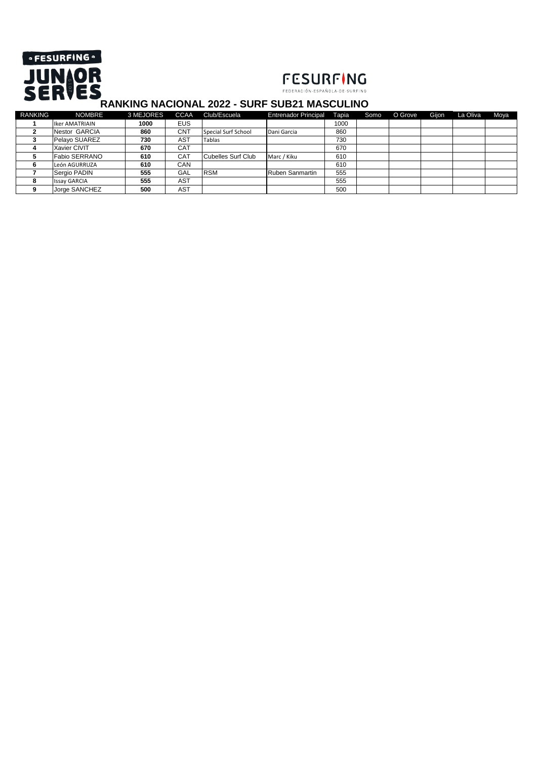FESURFING JUNIOR SERIES

FESURFING
FEDERACIÓN ESPAÑOLA DE SURFING

# RANKING NACIONAL 2022 - SURF SUB21 MASCULINO

| RANKING | NOMBRE | 3 MEJORES | CCAA | Club/Escuela | Entrenador Principal | Tapia | Somo | O Grove | Gijon | La Oliva | Moya |
|---|---|---|---|---|---|---|---|---|---|---|---|
| 1 | Iker AMATRIAIN | 1000 | EUS | | | 1000 | | | | | |
| 2 | Nestor GARCIA | 860 | CNT | Special Surf School | Dani Garcia | 860 | | | | | |
| 3 | Pelayo SUAREZ | 730 | AST | Tablas | | 730 | | | | | |
| 4 | Xavier CIVIT | 670 | CAT | | | 670 | | | | | |
| 5 | Fabio SERRANO | 610 | CAT | Cubelles Surf Club | Marc / Kiku | 610 | | | | | |
| 6 | León AGURRUZA | 610 | CAN | | | 610 | | | | | |
| 7 | Sergio PADIN | 555 | GAL | RSM | Ruben Sanmartin | 555 | | | | | |
| 8 | Issay GARCIA | 555 | AST | | | 555 | | | | | |
| 9 | Jorge SANCHEZ | 500 | AST | | | 500 | | | | | |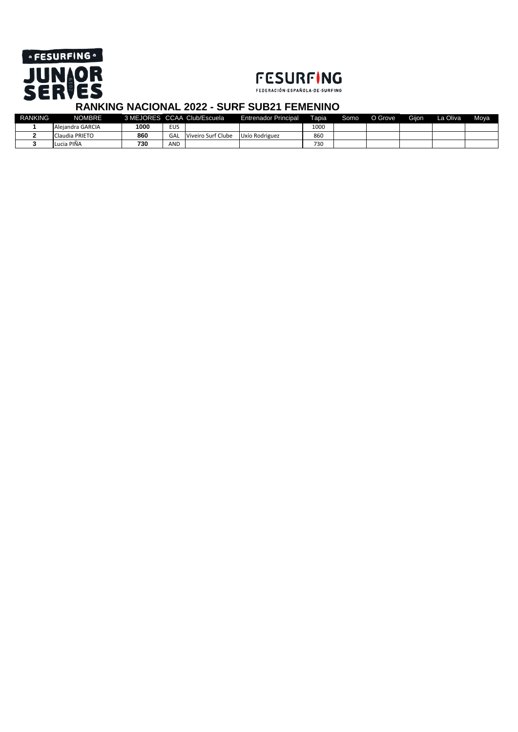# RANKING NACIONAL 2022 - SURF SUB21 FEMENINO

| RANKING | NOMBRE | 3 MEJORES | CCAA | Club/Escuela | Entrenador Principal | Tapia | Somo | O Grove | Gijon | La Oliva | Moya |
|---|---|---|---|---|---|---|---|---|---|---|---|
| 1 | Alejandra GARCIA | 1000 | EUS | | | 1000 | | | | | |
| 2 | Claudia PRIETO | 860 | GAL | Viveiro Surf Clube | Uxío Rodriguez | 860 | | | | | |
| 3 | Lucia PIÑA | 730 | AND | | | 730 | | | | | |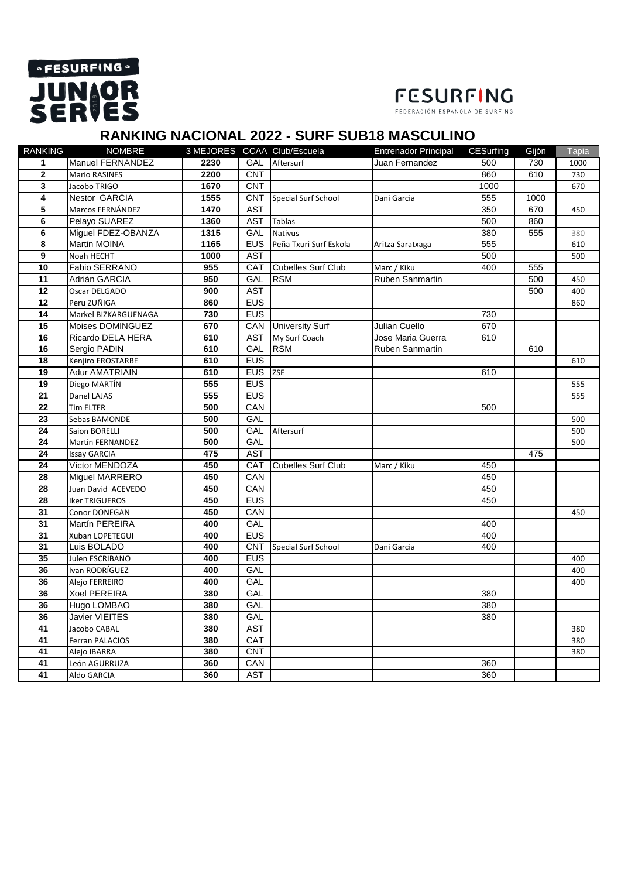# RANKING NACIONAL 2022 - SURF SUB18 MASCULINO

| RANKING | NOMBRE | 3 MEJORES | CCAA | Club/Escuela | Entrenador Principal | CESurfing | Gijón | Tapia |
|---|---|---|---|---|---|---|---|---|
| 1 | Manuel FERNANDEZ | 2230 | GAL | Aftersurf | Juan Fernandez | 500 | 730 | 1000 |
| 2 | Mario RASINES | 2200 | CNT | | | 860 | 610 | 730 |
| 3 | Jacobo TRIGO | 1670 | CNT | | | 1000 | | 670 |
| 4 | Nestor GARCIA | 1555 | CNT | Special Surf School | Dani Garcia | 555 | 1000 | |
| 5 | Marcos FERNÁNDEZ | 1470 | AST | | | 350 | 670 | 450 |
| 6 | Pelayo SUAREZ | 1360 | AST | Tablas | | 500 | 860 | |
| 6 | Miguel FDEZ-OBANZA | 1315 | GAL | Nativus | | 380 | 555 | 380 |
| 8 | Martin MOINA | 1165 | EUS | Peña Txuri Surf Eskola | Aritza Saratxaga | 555 | | 610 |
| 9 | Noah HECHT | 1000 | AST | | | 500 | | 500 |
| 10 | Fabio SERRANO | 955 | CAT | Cubelles Surf Club | Marc / Kiku | 400 | 555 | |
| 11 | Adrián GARCIA | 950 | GAL | RSM | Ruben Sanmartin | | 500 | 450 |
| 12 | Oscar DELGADO | 900 | AST | | | | 500 | 400 |
| 12 | Peru ZUÑIGA | 860 | EUS | | | | | 860 |
| 14 | Markel BIZKARGUENAGA | 730 | EUS | | | 730 | | |
| 15 | Moises DOMINGUEZ | 670 | CAN | University Surf | Julian Cuello | 670 | | |
| 16 | Ricardo DELA HERA | 610 | AST | My Surf Coach | Jose Maria Guerra | 610 | | |
| 16 | Sergio PADIN | 610 | GAL | RSM | Ruben Sanmartin | | 610 | |
| 18 | Kenjiro EROSTARBE | 610 | EUS | | | | | 610 |
| 19 | Adur AMATRIAIN | 610 | EUS | ZSE | | 610 | | |
| 19 | Diego MARTÍN | 555 | EUS | | | | | 555 |
| 21 | Danel LAJAS | 555 | EUS | | | | | 555 |
| 22 | Tim ELTER | 500 | CAN | | | 500 | | |
| 23 | Sebas BAMONDE | 500 | GAL | | | | | 500 |
| 24 | Saion BORELLI | 500 | GAL | Aftersurf | | | | 500 |
| 24 | Martin FERNANDEZ | 500 | GAL | | | | | 500 |
| 24 | Issay GARCIA | 475 | AST | | | | 475 | |
| 24 | Víctor MENDOZA | 450 | CAT | Cubelles Surf Club | Marc / Kiku | 450 | | |
| 28 | Miguel MARRERO | 450 | CAN | | | 450 | | |
| 28 | Juan David ACEVEDO | 450 | CAN | | | 450 | | |
| 28 | Iker TRIGUEROS | 450 | EUS | | | 450 | | |
| 31 | Conor DONEGAN | 450 | CAN | | | | | 450 |
| 31 | Martín PEREIRA | 400 | GAL | | | 400 | | |
| 31 | Xuban LOPETEGUI | 400 | EUS | | | 400 | | |
| 31 | Luis BOLADO | 400 | CNT | Special Surf School | Dani Garcia | 400 | | |
| 35 | Julen ESCRIBANO | 400 | EUS | | | | | 400 |
| 36 | Ivan RODRÍGUEZ | 400 | GAL | | | | | 400 |
| 36 | Alejo FERREIRO | 400 | GAL | | | | | 400 |
| 36 | Xoel PEREIRA | 380 | GAL | | | 380 | | |
| 36 | Hugo LOMBAO | 380 | GAL | | | 380 | | |
| 36 | Javier VIEITES | 380 | GAL | | | 380 | | |
| 41 | Jacobo CABAL | 380 | AST | | | | | 380 |
| 41 | Ferran PALACIOS | 380 | CAT | | | | | 380 |
| 41 | Alejo IBARRA | 380 | CNT | | | | | 380 |
| 41 | León AGURRUZA | 360 | CAN | | | 360 | | |
| 41 | Aldo GARCIA | 360 | AST | | | 360 | | |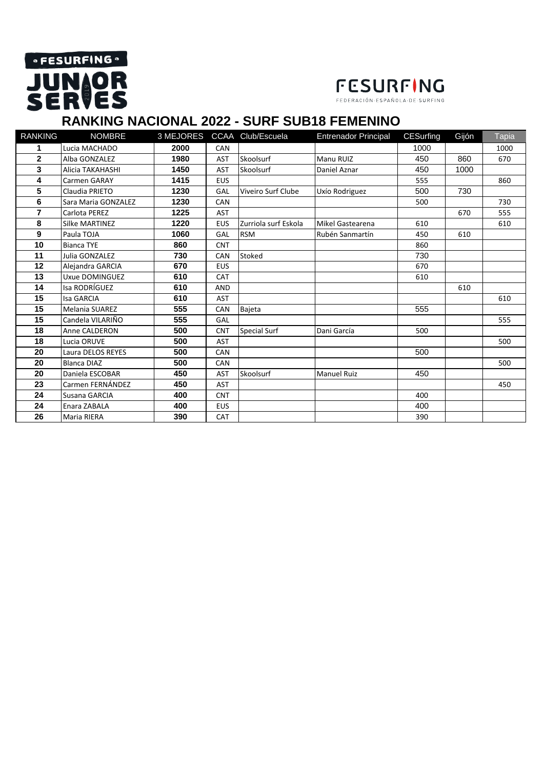# RANKING NACIONAL 2022 - SURF SUB18 FEMENINO

| RANKING | NOMBRE | 3 MEJORES | CCAA | Club/Escuela | Entrenador Principal | CESurfing | Gijón | Tapia |
|---|---|---|---|---|---|---|---|---|
| 1 | Lucia MACHADO | 2000 | CAN | | | 1000 | | 1000 |
| 2 | Alba GONZALEZ | 1980 | AST | Skoolsurf | Manu RUIZ | 450 | 860 | 670 |
| 3 | Alicia TAKAHASHI | 1450 | AST | Skoolsurf | Daniel Aznar | 450 | 1000 | |
| 4 | Carmen GARAY | 1415 | EUS | | | 555 | | 860 |
| 5 | Claudia PRIETO | 1230 | GAL | Viveiro Surf Clube | Uxío Rodriguez | 500 | 730 | |
| 6 | Sara Maria GONZALEZ | 1230 | CAN | | | 500 | | 730 |
| 7 | Carlota PEREZ | 1225 | AST | | | | 670 | 555 |
| 8 | Silke MARTINEZ | 1220 | EUS | Zurriola surf Eskola | Mikel Gastearena | 610 | | 610 |
| 9 | Paula TOJA | 1060 | GAL | RSM | Rubén Sanmartín | 450 | 610 | |
| 10 | Bianca TYE | 860 | CNT | | | 860 | | |
| 11 | Julia GONZALEZ | 730 | CAN | Stoked | | 730 | | |
| 12 | Alejandra GARCIA | 670 | EUS | | | 670 | | |
| 13 | Uxue DOMINGUEZ | 610 | CAT | | | 610 | | |
| 14 | Isa RODRÍGUEZ | 610 | AND | | | | 610 | |
| 15 | Isa GARCIA | 610 | AST | | | | | 610 |
| 15 | Melania SUAREZ | 555 | CAN | Bajeta | | 555 | | |
| 15 | Candela VILARIÑO | 555 | GAL | | | | | 555 |
| 18 | Anne CALDERON | 500 | CNT | Special Surf | Dani García | 500 | | |
| 18 | Lucia ORUVE | 500 | AST | | | | | 500 |
| 20 | Laura DELOS REYES | 500 | CAN | | | 500 | | |
| 20 | Blanca DIAZ | 500 | CAN | | | | | 500 |
| 20 | Daniela ESCOBAR | 450 | AST | Skoolsurf | Manuel Ruiz | 450 | | |
| 23 | Carmen FERNÁNDEZ | 450 | AST | | | | | 450 |
| 24 | Susana GARCIA | 400 | CNT | | | 400 | | |
| 24 | Enara ZABALA | 400 | EUS | | | 400 | | |
| 26 | Maria RIERA | 390 | CAT | | | 390 | | |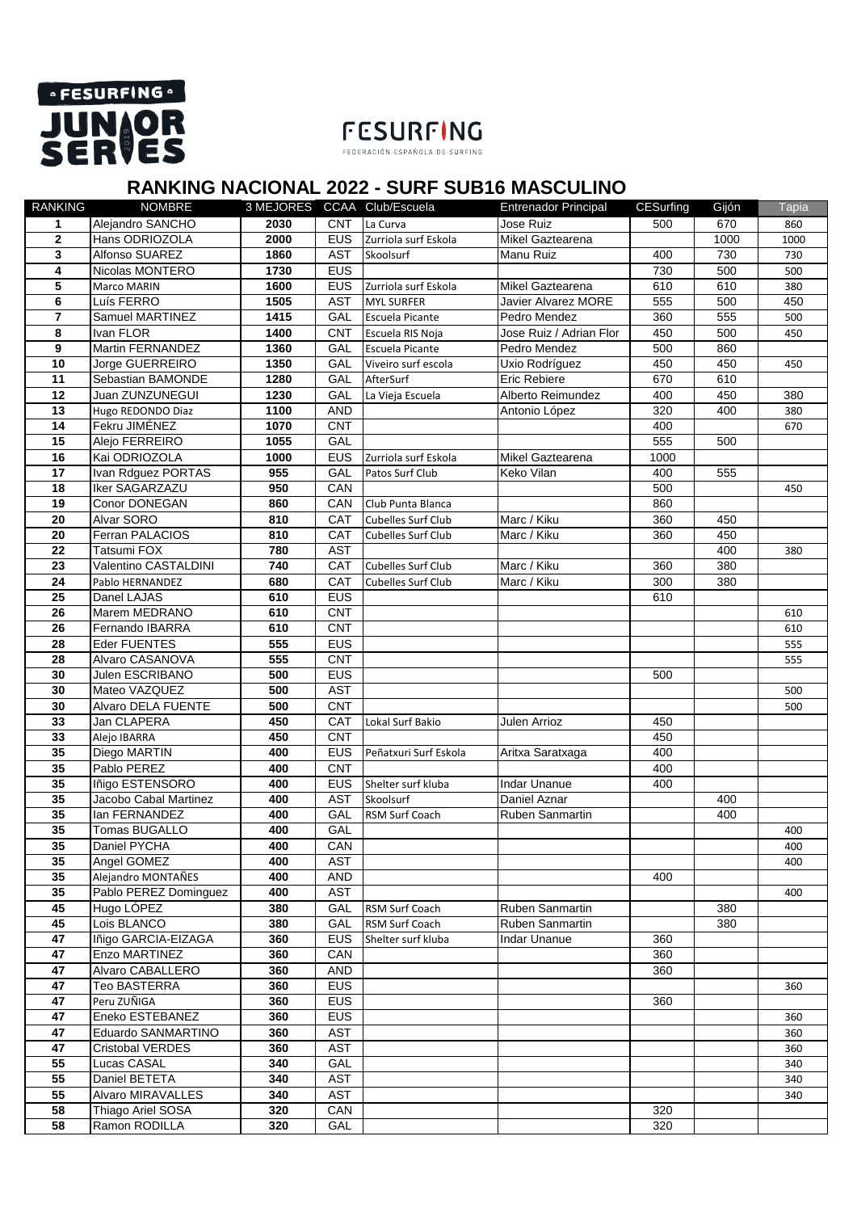# RANKING NACIONAL 2022 - SURF SUB16 MASCULINO

| RANKING | NOMBRE | 3 MEJORES | CCAA | Club/Escuela | Entrenador Principal | CESurfing | Gijón | Tapia |
|---|---|---|---|---|---|---|---|---|
| 1 | Alejandro SANCHO | 2030 | CNT | La Curva | Jose Ruiz | 500 | 670 | 860 |
| 2 | Hans ODRIOZOLA | 2000 | EUS | Zurriola surf Eskola | Mikel Gaztearena | | 1000 | 1000 |
| 3 | Alfonso SUAREZ | 1860 | AST | Skoolsurf | Manu Ruiz | 400 | 730 | 730 |
| 4 | Nicolas MONTERO | 1730 | EUS | | | 730 | 500 | 500 |
| 5 | Marco MARIN | 1600 | EUS | Zurriola surf Eskola | Mikel Gaztearena | 610 | 610 | 380 |
| 6 | Luís FERRO | 1505 | AST | MYL SURFER | Javier Alvarez MORE | 555 | 500 | 450 |
| 7 | Samuel MARTINEZ | 1415 | GAL | Escuela Picante | Pedro Mendez | 360 | 555 | 500 |
| 8 | Ivan FLOR | 1400 | CNT | Escuela RIS Noja | Jose Ruiz / Adrian Flor | 450 | 500 | 450 |
| 9 | Martin FERNANDEZ | 1360 | GAL | Escuela Picante | Pedro Mendez | 500 | 860 | |
| 10 | Jorge GUERREIRO | 1350 | GAL | Viveiro surf escola | Uxio Rodríguez | 450 | 450 | 450 |
| 11 | Sebastian BAMONDE | 1280 | GAL | AfterSurf | Eric Rebiere | 670 | 610 | |
| 12 | Juan ZUNZUNEGUI | 1230 | GAL | La Vieja Escuela | Alberto Reimundez | 400 | 450 | 380 |
| 13 | Hugo REDONDO Diaz | 1100 | AND | | Antonio López | 320 | 400 | 380 |
| 14 | Fekru JIMÉNEZ | 1070 | CNT | | | 400 | | 670 |
| 15 | Alejo FERREIRO | 1055 | GAL | | | 555 | 500 | |
| 16 | Kai ODRIOZOLA | 1000 | EUS | Zurriola surf Eskola | Mikel Gaztearena | 1000 | | |
| 17 | Ivan Rdguez PORTAS | 955 | GAL | Patos Surf Club | Keko Vilan | 400 | 555 | |
| 18 | Iker SAGARZAZU | 950 | CAN | | | 500 | | 450 |
| 19 | Conor DONEGAN | 860 | CAN | Club Punta Blanca | | 860 | | |
| 20 | Alvar SORO | 810 | CAT | Cubelles Surf Club | Marc / Kiku | 360 | 450 | |
| 20 | Ferran PALACIOS | 810 | CAT | Cubelles Surf Club | Marc / Kiku | 360 | 450 | |
| 22 | Tatsumi FOX | 780 | AST | | | | 400 | 380 |
| 23 | Valentino CASTALDINI | 740 | CAT | Cubelles Surf Club | Marc / Kiku | 360 | 380 | |
| 24 | Pablo HERNANDEZ | 680 | CAT | Cubelles Surf Club | Marc / Kiku | 300 | 380 | |
| 25 | Danel LAJAS | 610 | EUS | | | 610 | | |
| 26 | Marem MEDRANO | 610 | CNT | | | | | 610 |
| 26 | Fernando IBARRA | 610 | CNT | | | | | 610 |
| 28 | Eder FUENTES | 555 | EUS | | | | | 555 |
| 28 | Alvaro CASANOVA | 555 | CNT | | | | | 555 |
| 30 | Julen ESCRIBANO | 500 | EUS | | | 500 | | |
| 30 | Mateo VAZQUEZ | 500 | AST | | | | | 500 |
| 30 | Alvaro DELA FUENTE | 500 | CNT | | | | | 500 |
| 33 | Jan CLAPERA | 450 | CAT | Lokal Surf Bakio | Julen Arrioz | 450 | | |
| 33 | Alejo IBARRA | 450 | CNT | | | 450 | | |
| 35 | Diego MARTIN | 400 | EUS | Peñatxuri Surf Eskola | Aritxa Saratxaga | 400 | | |
| 35 | Pablo PEREZ | 400 | CNT | | | 400 | | |
| 35 | Iñigo ESTENSORO | 400 | EUS | Shelter surf kluba | Indar Unanue | 400 | | |
| 35 | Jacobo Cabal Martinez | 400 | AST | Skoolsurf | Daniel Aznar | | 400 | |
| 35 | Ian FERNANDEZ | 400 | GAL | RSM Surf Coach | Ruben Sanmartin | | 400 | |
| 35 | Tomas BUGALLO | 400 | GAL | | | | | 400 |
| 35 | Daniel PYCHA | 400 | CAN | | | | | 400 |
| 35 | Angel GOMEZ | 400 | AST | | | | | 400 |
| 35 | Alejandro MONTAÑES | 400 | AND | | | 400 | | |
| 35 | Pablo PEREZ Dominguez | 400 | AST | | | | | 400 |
| 45 | Hugo LÓPEZ | 380 | GAL | RSM Surf Coach | Ruben Sanmartin | | 380 | |
| 45 | Lois BLANCO | 380 | GAL | RSM Surf Coach | Ruben Sanmartin | | 380 | |
| 47 | Iñigo GARCIA-EIZAGA | 360 | EUS | Shelter surf kluba | Indar Unanue | 360 | | |
| 47 | Enzo MARTINEZ | 360 | CAN | | | 360 | | |
| 47 | Alvaro CABALLERO | 360 | AND | | | 360 | | |
| 47 | Teo BASTERRA | 360 | EUS | | | | | 360 |
| 47 | Peru ZUÑIGA | 360 | EUS | | | 360 | | |
| 47 | Eneko ESTEBANEZ | 360 | EUS | | | | | 360 |
| 47 | Eduardo SANMARTINO | 360 | AST | | | | | 360 |
| 47 | Cristobal VERDES | 360 | AST | | | | | 360 |
| 55 | Lucas CASAL | 340 | GAL | | | | | 340 |
| 55 | Daniel BETETA | 340 | AST | | | | | 340 |
| 55 | Alvaro MIRAVALLES | 340 | AST | | | | | 340 |
| 58 | Thiago Ariel SOSA | 320 | CAN | | | 320 | | |
| 58 | Ramon RODILLA | 320 | GAL | | | 320 | | |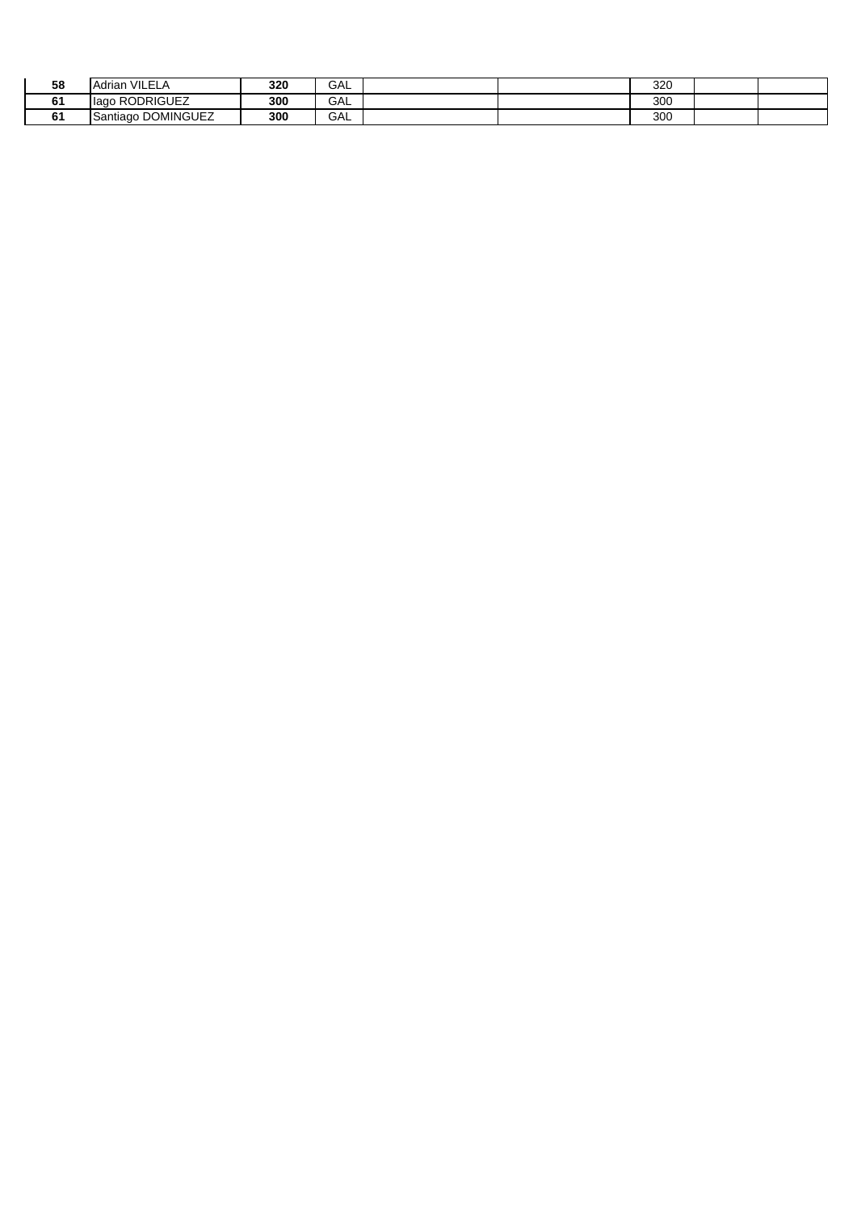| | | | | | | | | |
|---|---|---|---|---|---|---|---|---|
| **58** | Adrian VILELA | **320** | GAL | | | 320 | | |
| **61** | Iago RODRIGUEZ | **300** | GAL | | | 300 | | |
| **61** | Santiago DOMINGUEZ | **300** | GAL | | | 300 | | |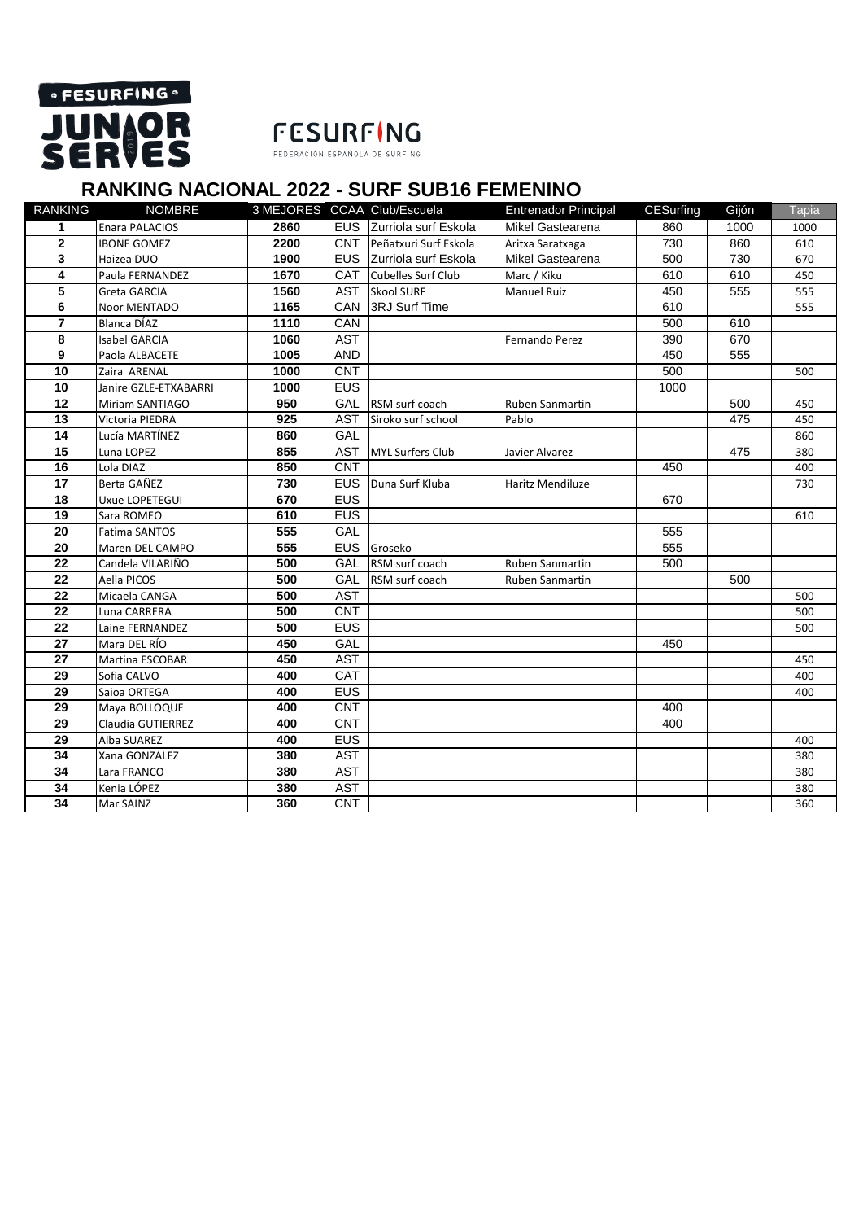# RANKING NACIONAL 2022 - SURF SUB16 FEMENINO

| RANKING | NOMBRE | 3 MEJORES | CCAA | Club/Escuela | Entrenador Principal | CESurfing | Gijón | Tapia |
|---|---|---|---|---|---|---|---|---|
| 1 | Enara PALACIOS | 2860 | EUS | Zurriola surf Eskola | Mikel Gastearena | 860 | 1000 | 1000 |
| 2 | IBONE GOMEZ | 2200 | CNT | Peñatxuri Surf Eskola | Aritxa Saratxaga | 730 | 860 | 610 |
| 3 | Haizea DUO | 1900 | EUS | Zurriola surf Eskola | Mikel Gastearena | 500 | 730 | 670 |
| 4 | Paula FERNANDEZ | 1670 | CAT | Cubelles Surf Club | Marc / Kiku | 610 | 610 | 450 |
| 5 | Greta GARCIA | 1560 | AST | Skool SURF | Manuel Ruiz | 450 | 555 | 555 |
| 6 | Noor MENTADO | 1165 | CAN | 3RJ Surf Time | | 610 | | 555 |
| 7 | Blanca DÍAZ | 1110 | CAN | | | 500 | 610 | |
| 8 | Isabel GARCIA | 1060 | AST | | Fernando Perez | 390 | 670 | |
| 9 | Paola ALBACETE | 1005 | AND | | | 450 | 555 | |
| 10 | Zaira ARENAL | 1000 | CNT | | | 500 | | 500 |
| 10 | Janire GZLE-ETXABARRI | 1000 | EUS | | | 1000 | | |
| 12 | Miriam SANTIAGO | 950 | GAL | RSM surf coach | Ruben Sanmartin | | 500 | 450 |
| 13 | Victoria PIEDRA | 925 | AST | Siroko surf school | Pablo | | 475 | 450 |
| 14 | Lucía MARTÍNEZ | 860 | GAL | | | | | 860 |
| 15 | Luna LOPEZ | 855 | AST | MYL Surfers Club | Javier Alvarez | | 475 | 380 |
| 16 | Lola DIAZ | 850 | CNT | | | 450 | | 400 |
| 17 | Berta GAÑEZ | 730 | EUS | Duna Surf Kluba | Haritz Mendiluze | | | 730 |
| 18 | Uxue LOPETEGUI | 670 | EUS | | | 670 | | |
| 19 | Sara ROMEO | 610 | EUS | | | | | 610 |
| 20 | Fatima SANTOS | 555 | GAL | | | 555 | | |
| 20 | Maren DEL CAMPO | 555 | EUS | Groseko | | 555 | | |
| 22 | Candela VILARIÑO | 500 | GAL | RSM surf coach | Ruben Sanmartin | 500 | | |
| 22 | Aelia PICOS | 500 | GAL | RSM surf coach | Ruben Sanmartin | | 500 | |
| 22 | Micaela CANGA | 500 | AST | | | | | 500 |
| 22 | Luna CARRERA | 500 | CNT | | | | | 500 |
| 22 | Laine FERNANDEZ | 500 | EUS | | | | | 500 |
| 27 | Mara DEL RÍO | 450 | GAL | | | 450 | | |
| 27 | Martina ESCOBAR | 450 | AST | | | | | 450 |
| 29 | Sofia CALVO | 400 | CAT | | | | | 400 |
| 29 | Saioa ORTEGA | 400 | EUS | | | | | 400 |
| 29 | Maya BOLLOQUE | 400 | CNT | | | 400 | | |
| 29 | Claudia GUTIERREZ | 400 | CNT | | | 400 | | |
| 29 | Alba SUAREZ | 400 | EUS | | | | | 400 |
| 34 | Xana GONZALEZ | 380 | AST | | | | | 380 |
| 34 | Lara FRANCO | 380 | AST | | | | | 380 |
| 34 | Kenia LÓPEZ | 380 | AST | | | | | 380 |
| 34 | Mar SAINZ | 360 | CNT | | | | | 360 |